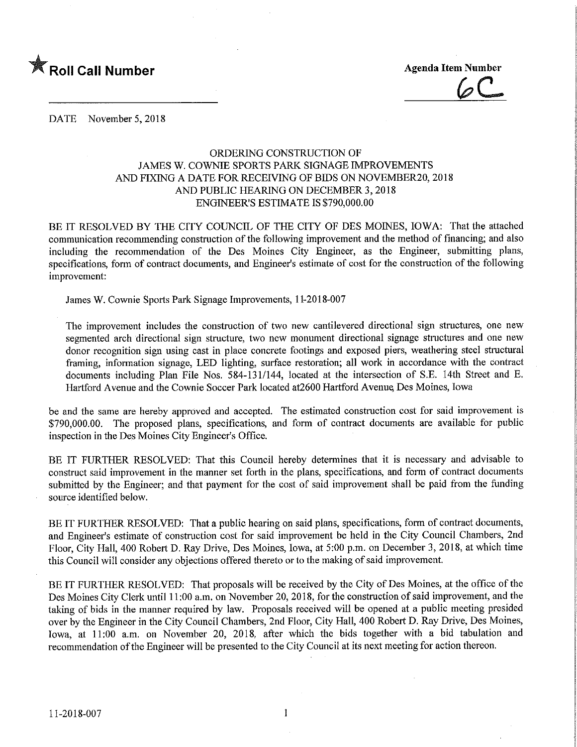★ **Roll Call Number**

**Agenda Item Number**

6C

DATE November 5, 2018

ORDERING CONSTRUCTION OF
JAMES W. COWNIE SPORTS PARK SIGNAGE IMPROVEMENTS
AND FIXING A DATE FOR RECEIVING OF BIDS ON NOVEMBER20, 2018
AND PUBLIC HEARING ON DECEMBER 3, 2018
ENGINEER'S ESTIMATE IS $790,000.00

BE IT RESOLVED BY THE CITY COUNCIL OF THE CITY OF DES MOINES, IOWA: That the attached communication recommending construction of the following improvement and the method of financing; and also including the recommendation of the Des Moines City Engineer, as the Engineer, submitting plans, specifications, form of contract documents, and Engineer's estimate of cost for the construction of the following improvement:

James W. Cownie Sports Park Signage Improvements, 11-2018-007

The improvement includes the construction of two new cantilevered directional sign structures, one new segmented arch directional sign structure, two new monument directional signage structures and one new donor recognition sign using cast in place concrete footings and exposed piers, weathering steel structural framing, information signage, LED lighting, surface restoration; all work in accordance with the contract documents including Plan File Nos. 584-131/144, located at the intersection of S.E. 14th Street and E. Hartford Avenue and the Cownie Soccer Park located at2600 Hartford Avenue, Des Moines, Iowa

be and the same are hereby approved and accepted. The estimated construction cost for said improvement is $790,000.00. The proposed plans, specifications, and form of contract documents are available for public inspection in the Des Moines City Engineer's Office.

BE IT FURTHER RESOLVED: That this Council hereby determines that it is necessary and advisable to construct said improvement in the manner set forth in the plans, specifications, and form of contract documents submitted by the Engineer; and that payment for the cost of said improvement shall be paid from the funding source identified below.

BE IT FURTHER RESOLVED: That a public hearing on said plans, specifications, form of contract documents, and Engineer's estimate of construction cost for said improvement be held in the City Council Chambers, 2nd Floor, City Hall, 400 Robert D. Ray Drive, Des Moines, Iowa, at 5:00 p.m. on December 3, 2018, at which time this Council will consider any objections offered thereto or to the making of said improvement.

BE IT FURTHER RESOLVED: That proposals will be received by the City of Des Moines, at the office of the Des Moines City Clerk until 11:00 a.m. on November 20, 2018, for the construction of said improvement, and the taking of bids in the manner required by law. Proposals received will be opened at a public meeting presided over by the Engineer in the City Council Chambers, 2nd Floor, City Hall, 400 Robert D. Ray Drive, Des Moines, Iowa, at 11:00 a.m. on November 20, 2018, after which the bids together with a bid tabulation and recommendation of the Engineer will be presented to the City Council at its next meeting for action thereon.

11-2018-007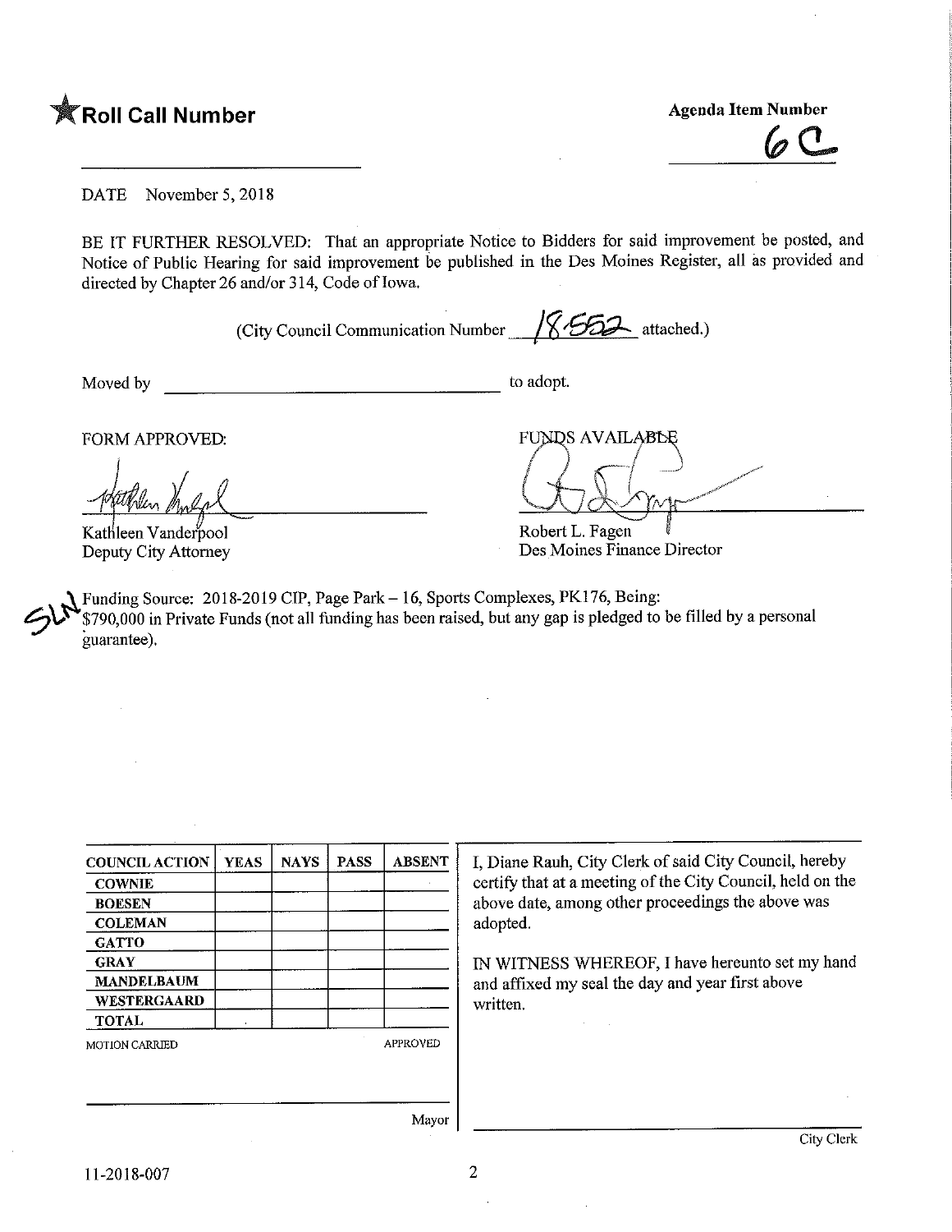★ **Roll Call Number**

**Agenda Item Number**

6C

DATE November 5, 2018

BE IT FURTHER RESOLVED: That an appropriate Notice to Bidders for said improvement be posted, and Notice of Public Hearing for said improvement be published in the Des Moines Register, all as provided and directed by Chapter 26 and/or 314, Code of Iowa.

(City Council Communication Number 18-552 attached.)

Moved by ______________________ to adopt.

FORM APPROVED:

Kathleen Vanderpool
Deputy City Attorney

FUNDS AVAILABLE

Robert L. Fagen
Des Moines Finance Director

SLN Funding Source: 2018-2019 CIP, Page Park – 16, Sports Complexes, PK176, Being: $790,000 in Private Funds (not all funding has been raised, but any gap is pledged to be filled by a personal guarantee).

| COUNCIL ACTION | YEAS | NAYS | PASS | ABSENT |
|---|---|---|---|---|
| COWNIE | | | | |
| BOESEN | | | | |
| COLEMAN | | | | |
| GATTO | | | | |
| GRAY | | | | |
| MANDELBAUM | | | | |
| WESTERGAARD | | | | |
| TOTAL | | | | |

MOTION CARRIED APPROVED

______________________ Mayor

I, Diane Rauh, City Clerk of said City Council, hereby certify that at a meeting of the City Council, held on the above date, among other proceedings the above was adopted.

IN WITNESS WHEREOF, I have hereunto set my hand and affixed my seal the day and year first above written.

______________________ City Clerk

11-2018-007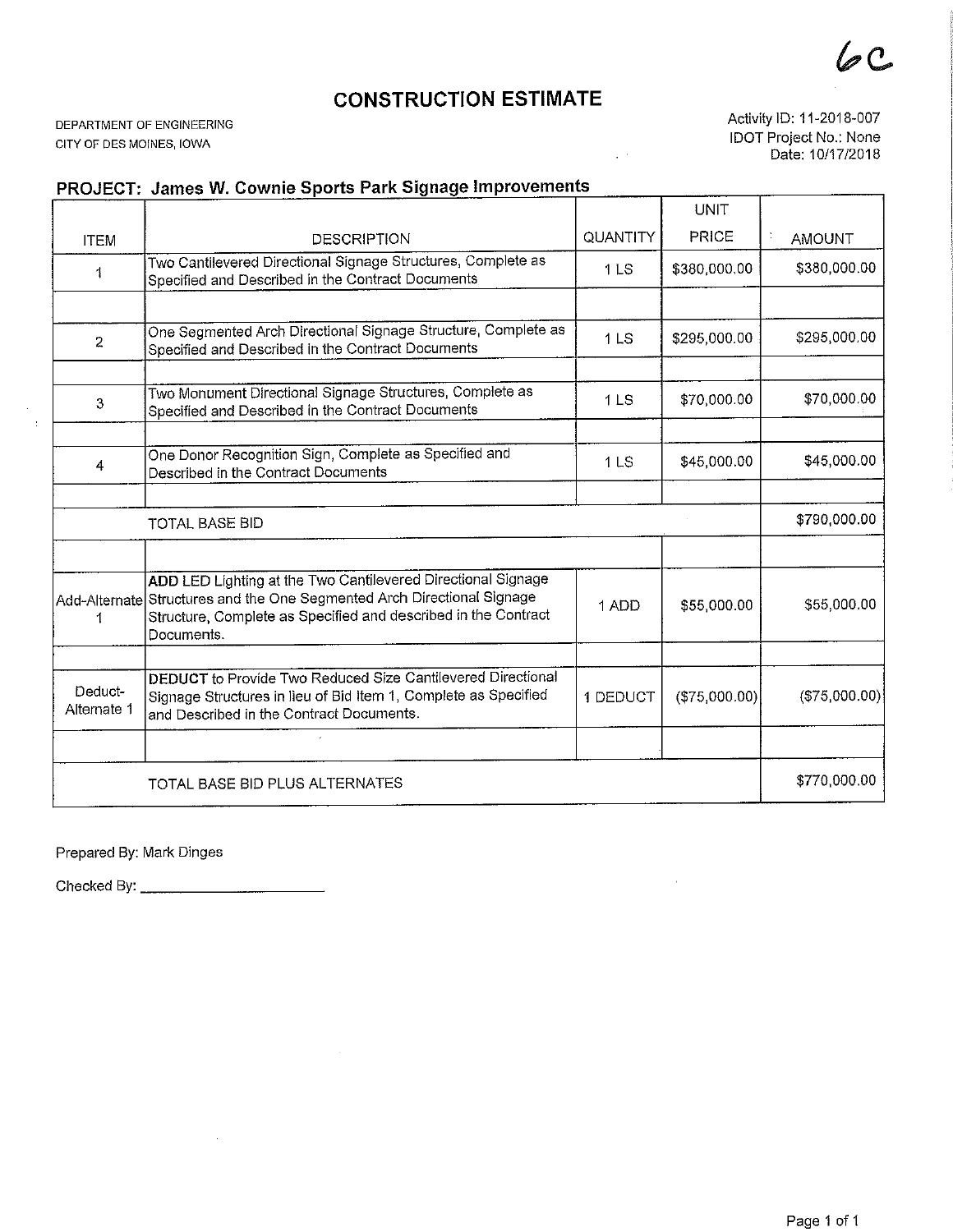6C

# CONSTRUCTION ESTIMATE

DEPARTMENT OF ENGINEERING
CITY OF DES MOINES, IOWA

Activity ID: 11-2018-007
IDOT Project No.: None
Date: 10/17/2018

## PROJECT: James W. Cownie Sports Park Signage Improvements

| ITEM | DESCRIPTION | QUANTITY | UNIT PRICE | AMOUNT |
|---|---|---|---|---|
| 1 | Two Cantilevered Directional Signage Structures, Complete as Specified and Described in the Contract Documents | 1 LS | $380,000.00 | $380,000.00 |
| | | | | |
| 2 | One Segmented Arch Directional Signage Structure, Complete as Specified and Described in the Contract Documents | 1 LS | $295,000.00 | $295,000.00 |
| | | | | |
| 3 | Two Monument Directional Signage Structures, Complete as Specified and Described in the Contract Documents | 1 LS | $70,000.00 | $70,000.00 |
| | | | | |
| 4 | One Donor Recognition Sign, Complete as Specified and Described in the Contract Documents | 1 LS | $45,000.00 | $45,000.00 |
| | | | | |
| | TOTAL BASE BID | | | $790,000.00 |
| | | | | |
| Add-Alternate 1 | **ADD** LED Lighting at the Two Cantilevered Directional Signage Structures and the One Segmented Arch Directional Signage Structure, Complete as Specified and described in the Contract Documents. | 1 ADD | $55,000.00 | $55,000.00 |
| | | | | |
| Deduct-Alternate 1 | **DEDUCT** to Provide Two Reduced Size Cantilevered Directional Signage Structures in lieu of Bid Item 1, Complete as Specified and Described in the Contract Documents. | 1 DEDUCT | ($75,000.00) | ($75,000.00) |
| | | | | |
| | TOTAL BASE BID PLUS ALTERNATES | | | $770,000.00 |

Prepared By: Mark Dinges

Checked By: ______________________